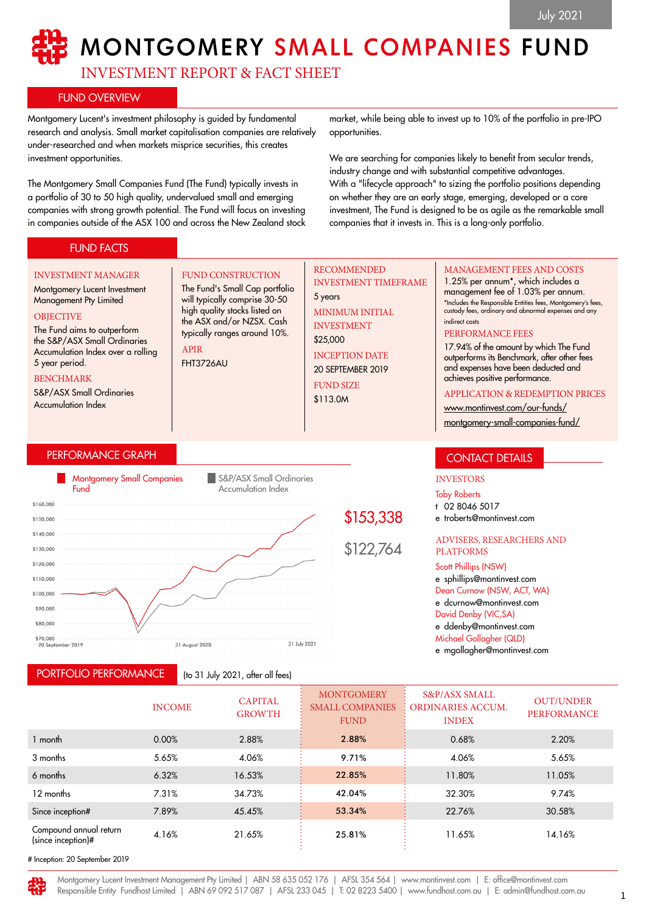July 2021

# MONTGOMERY SMALL COMPANIES FUND

INVESTMENT REPORT & FACT SHEET

## FUND OVERVIEW

Montgomery Lucent's investment philosophy is guided by fundamental research and analysis. Small market capitalisation companies are relatively under-researched and when markets misprice securities, this creates investment opportunities.

The Montgomery Small Companies Fund (The Fund) typically invests in a portfolio of 30 to 50 high quality, undervalued small and emerging companies with strong growth potential. The Fund will focus on investing in companies outside of the ASX 100 and across the New Zealand stock market, while being able to invest up to 10% of the portfolio in pre-IPO opportunities.

We are searching for companies likely to benefit from secular trends, industry change and with substantial competitive advantages. With a "lifecycle approach" to sizing the portfolio positions depending on whether they are an early stage, emerging, developed or a core investment, The Fund is designed to be as agile as the remarkable small companies that it invests in. This is a long-only portfolio.

## FUND FACTS

**INVESTMENT MANAGER**
Montgomery Lucent Investment Management Pty Limited

**OBJECTIVE**
The Fund aims to outperform the S&P/ASX Small Ordinaries Accumulation Index over a rolling 5 year period.

**BENCHMARK**
S&P/ASX Small Ordinaries Accumulation Index

**FUND CONSTRUCTION**
The Fund's Small Cap portfolio will typically comprise 30-50 high quality stocks listed on the ASX and/or NZSX. Cash typically ranges around 10%.

**APIR**
FHT3726AU

**RECOMMENDED INVESTMENT TIMEFRAME**
5 years

**MINIMUM INITIAL INVESTMENT**
$25,000

**INCEPTION DATE**
20 SEPTEMBER 2019

**FUND SIZE**
$113.0M

**MANAGEMENT FEES AND COSTS**
1.25% per annum*, which includes a management fee of 1.03% per annum.
*Includes the Responsible Entities fees, Montgomery's fees, custody fees, ordinary and abnormal expenses and any indirect costs

**PERFORMANCE FEES**
17.94% of the amount by which The Fund outperforms its Benchmark, after other fees and expenses have been deducted and achieves positive performance.

**APPLICATION & REDEMPTION PRICES**
www.montinvest.com/our-funds/montgomery-small-companies-fund/

## PERFORMANCE GRAPH

Montgomery Small Companies Fund: $153,338

S&P/ASX Small Ordinaries Accumulation Index: $122,764

(20 September 2019 – 31 August 2020 – 31 July 2021)

## CONTACT DETAILS

**INVESTORS**

Toby Roberts
t 02 8046 5017
e troberts@montinvest.com

**ADVISERS, RESEARCHERS AND PLATFORMS**

Scott Phillips (NSW)
e sphillips@montinvest.com

Dean Curnow (NSW, ACT, WA)
e dcurnow@montinvest.com

David Denby (VIC,SA)
e ddenby@montinvest.com

Michael Gollagher (QLD)
e mgollagher@montinvest.com

## PORTFOLIO PERFORMANCE

(to 31 July 2021, after all fees)

| | INCOME | CAPITAL GROWTH | MONTGOMERY SMALL COMPANIES FUND | S&P/ASX SMALL ORDINARIES ACCUM. INDEX | OUT/UNDER PERFORMANCE |
|---|---|---|---|---|---|
| 1 month | 0.00% | 2.88% | 2.88% | 0.68% | 2.20% |
| 3 months | 5.65% | 4.06% | 9.71% | 4.06% | 5.65% |
| 6 months | 6.32% | 16.53% | 22.85% | 11.80% | 11.05% |
| 12 months | 7.31% | 34.73% | 42.04% | 32.30% | 9.74% |
| Since inception# | 7.89% | 45.45% | 53.34% | 22.76% | 30.58% |
| Compound annual return (since inception)# | 4.16% | 21.65% | 25.81% | 11.65% | 14.16% |

# Inception: 20 September 2019

Montgomery Lucent Investment Management Pty Limited | ABN 58 635 052 176 | AFSL 354 564 | www.montinvest.com | E: office@montinvest.com
Responsible Entity Fundhost Limited | ABN 69 092 517 087 | AFSL 233 045 | T: 02 8223 5400 | www.fundhost.com.au | E: admin@fundhost.com.au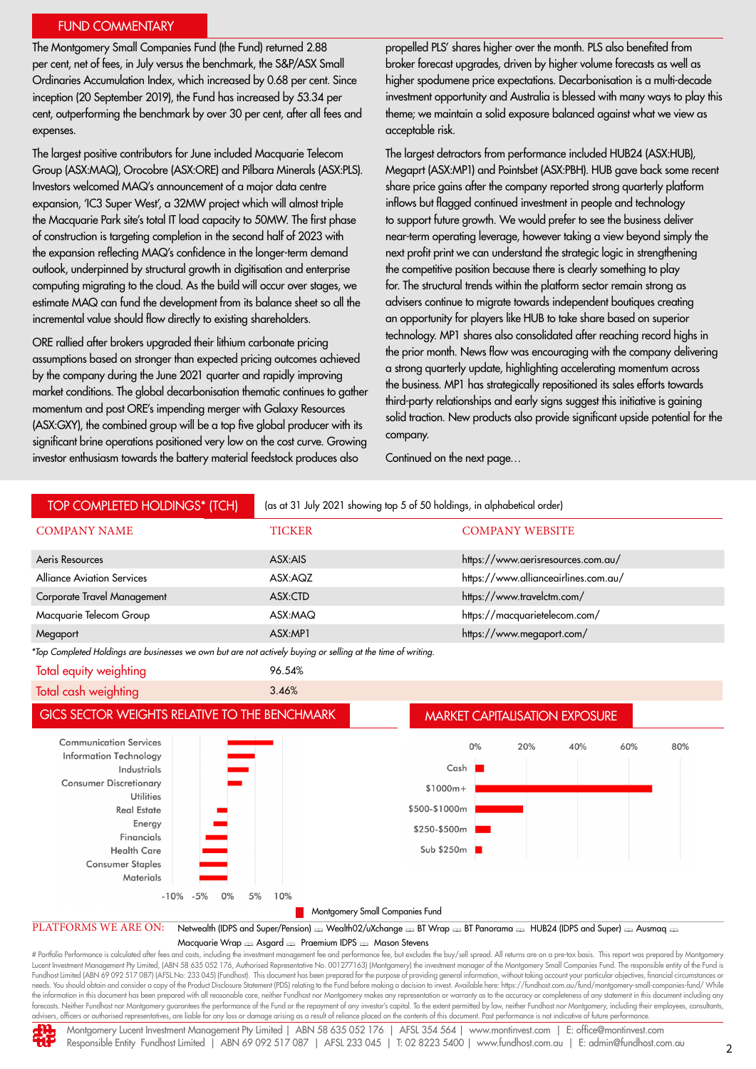## FUND COMMENTARY

The Montgomery Small Companies Fund (the Fund) returned 2.88 per cent, net of fees, in July versus the benchmark, the S&P/ASX Small Ordinaries Accumulation Index, which increased by 0.68 per cent. Since inception (20 September 2019), the Fund has increased by 53.34 per cent, outperforming the benchmark by over 30 per cent, after all fees and expenses.

The largest positive contributors for June included Macquarie Telecom Group (ASX:MAQ), Orocobre (ASX:ORE) and Pilbara Minerals (ASX:PLS). Investors welcomed MAQ's announcement of a major data centre expansion, 'IC3 Super West', a 32MW project which will almost triple the Macquarie Park site's total IT load capacity to 50MW. The first phase of construction is targeting completion in the second half of 2023 with the expansion reflecting MAQ's confidence in the longer-term demand outlook, underpinned by structural growth in digitisation and enterprise computing migrating to the cloud. As the build will occur over stages, we estimate MAQ can fund the development from its balance sheet so all the incremental value should flow directly to existing shareholders.

ORE rallied after brokers upgraded their lithium carbonate pricing assumptions based on stronger than expected pricing outcomes achieved by the company during the June 2021 quarter and rapidly improving market conditions. The global decarbonisation thematic continues to gather momentum and post ORE's impending merger with Galaxy Resources (ASX:GXY), the combined group will be a top five global producer with its significant brine operations positioned very low on the cost curve. Growing investor enthusiasm towards the battery material feedstock produces also propelled PLS' shares higher over the month. PLS also benefited from broker forecast upgrades, driven by higher volume forecasts as well as higher spodumene price expectations. Decarbonisation is a multi-decade investment opportunity and Australia is blessed with many ways to play this theme; we maintain a solid exposure balanced against what we view as acceptable risk.

The largest detractors from performance included HUB24 (ASX:HUB), Megaprt (ASX:MP1) and Pointsbet (ASX:PBH). HUB gave back some recent share price gains after the company reported strong quarterly platform inflows but flagged continued investment in people and technology to support future growth. We would prefer to see the business deliver near-term operating leverage, however taking a view beyond simply the next profit print we can understand the strategic logic in strengthening the competitive position because there is clearly something to play for. The structural trends within the platform sector remain strong as advisers continue to migrate towards independent boutiques creating an opportunity for players like HUB to take share based on superior technology. MP1 shares also consolidated after reaching record highs in the prior month. News flow was encouraging with the company delivering a strong quarterly update, highlighting accelerating momentum across the business. MP1 has strategically repositioned its sales efforts towards third-party relationships and early signs suggest this initiative is gaining solid traction. New products also provide significant upside potential for the company.

Continued on the next page…

## TOP COMPLETED HOLDINGS* (TCH)

(as at 31 July 2021 showing top 5 of 50 holdings, in alphabetical order)

| COMPANY NAME | TICKER | COMPANY WEBSITE |
|---|---|---|
| Aeris Resources | ASX:AIS | https://www.aerisresources.com.au/ |
| Alliance Aviation Services | ASX:AQZ | https://www.allianceairlines.com.au/ |
| Corporate Travel Management | ASX:CTD | https://www.travelctm.com/ |
| Macquarie Telecom Group | ASX:MAQ | https://macquarietelecom.com/ |
| Megaport | ASX:MP1 | https://www.megaport.com/ |

*Top Completed Holdings are businesses we own but are not actively buying or selling at the time of writing.

| | |
|---|---|
| Total equity weighting | 96.54% |
| Total cash weighting | 3.46% |

## GICS SECTOR WEIGHTS RELATIVE TO THE BENCHMARK

Sectors: Communication Services, Information Technology, Industrials, Consumer Discretionary, Utilities, Real Estate, Energy, Financials, Health Care, Consumer Staples, Materials

Axis: -10% -5% 0% 5% 10%

## MARKET CAPITALISATION EXPOSURE

Categories: Cash, $1000m+, $500-$1000m, $250-$500m, Sub $250m

Axis: 0% 20% 40% 60% 80%

Montgomery Small Companies Fund

**PLATFORMS WE ARE ON:** Netwealth (IDPS and Super/Pension) | Wealth02/uXchange | BT Wrap | BT Panorama | HUB24 (IDPS and Super) | Ausmaq | Macquarie Wrap | Asgard | Praemium IDPS | Mason Stevens

# Portfolio Performance is calculated after fees and costs, including the investment management fee and performance fee, but excludes the buy/sell spread. All returns are on a pre-tax basis. This report was prepared by Montgomery Lucent Investment Management Pty Limited, (ABN 58 635 052 176, Authorised Representative No. 001277163) (Montgomery) the investment manager of the Montgomery Small Companies Fund. The responsible entity of the Fund is Fundhost Limited (ABN 69 092 517 087) (AFSL No: 233 045) (Fundhost). This document has been prepared for the purpose of providing general information, without taking account your particular objectives, financial circumstances or needs. You should obtain and consider a copy of the Product Disclosure Statement (PDS) relating to the Fund before making a decision to invest. Available here: https://fundhost.com.au/fund/montgomery-small-companies-fund/ While the information in this document has been prepared with all reasonable care, neither Fundhost nor Montgomery makes any representation or warranty as to the accuracy or completeness of any statement in this document including any forecasts. Neither Fundhost nor Montgomery guarantees the performance of the Fund or the repayment of any investor's capital. To the extent permitted by law, neither Fundhost nor Montgomery, including their employees, consultants, advisers, officers or authorised representatives, are liable for any loss or damage arising as a result of reliance placed on the contents of this document. Past performance is not indicative of future performance.

Montgomery Lucent Investment Management Pty Limited | ABN 58 635 052 176 | AFSL 354 564 | www.montinvest.com | E: office@montinvest.com
Responsible Entity Fundhost Limited | ABN 69 092 517 087 | AFSL 233 045 | T: 02 8223 5400 | www.fundhost.com.au | E: admin@fundhost.com.au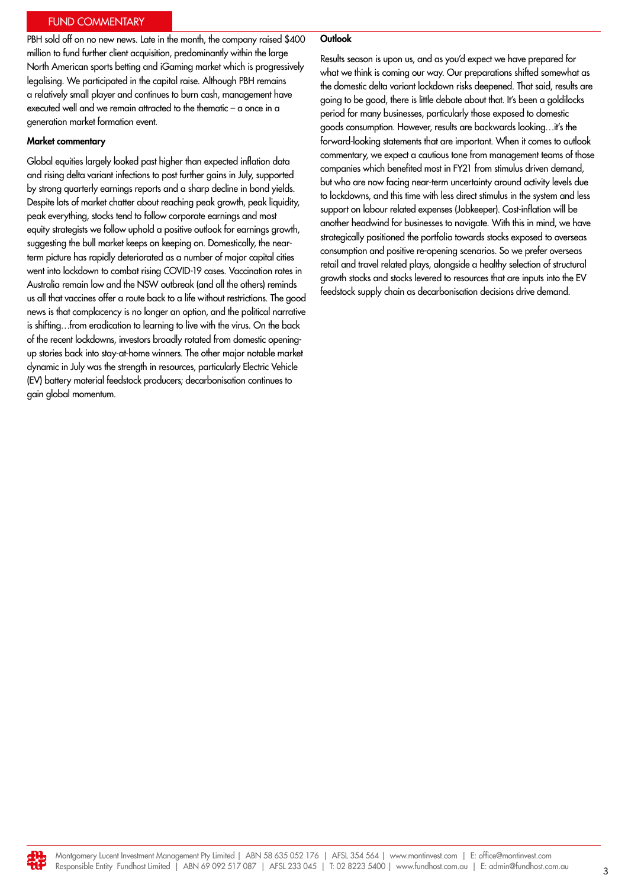PBH sold off on no new news. Late in the month, the company raised $400 million to fund further client acquisition, predominantly within the large North American sports betting and iGaming market which is progressively legalising. We participated in the capital raise. Although PBH remains a relatively small player and continues to burn cash, management have executed well and we remain attracted to the thematic – a once in a generation market formation event.

**Market commentary**

Global equities largely looked past higher than expected inflation data and rising delta variant infections to post further gains in July, supported by strong quarterly earnings reports and a sharp decline in bond yields. Despite lots of market chatter about reaching peak growth, peak liquidity, peak everything, stocks tend to follow corporate earnings and most equity strategists we follow uphold a positive outlook for earnings growth, suggesting the bull market keeps on keeping on. Domestically, the near-term picture has rapidly deteriorated as a number of major capital cities went into lockdown to combat rising COVID-19 cases. Vaccination rates in Australia remain low and the NSW outbreak (and all the others) reminds us all that vaccines offer a route back to a life without restrictions. The good news is that complacency is no longer an option, and the political narrative is shifting…from eradication to learning to live with the virus. On the back of the recent lockdowns, investors broadly rotated from domestic opening-up stories back into stay-at-home winners. The other major notable market dynamic in July was the strength in resources, particularly Electric Vehicle (EV) battery material feedstock producers; decarbonisation continues to gain global momentum.

**Outlook**

Results season is upon us, and as you'd expect we have prepared for what we think is coming our way. Our preparations shifted somewhat as the domestic delta variant lockdown risks deepened. That said, results are going to be good, there is little debate about that. It's been a goldilocks period for many businesses, particularly those exposed to domestic goods consumption. However, results are backwards looking…it's the forward-looking statements that are important. When it comes to outlook commentary, we expect a cautious tone from management teams of those companies which benefited most in FY21 from stimulus driven demand, but who are now facing near-term uncertainty around activity levels due to lockdowns, and this time with less direct stimulus in the system and less support on labour related expenses (Jobkeeper). Cost-inflation will be another headwind for businesses to navigate. With this in mind, we have strategically positioned the portfolio towards stocks exposed to overseas consumption and positive re-opening scenarios. So we prefer overseas retail and travel related plays, alongside a healthy selection of structural growth stocks and stocks levered to resources that are inputs into the EV feedstock supply chain as decarbonisation decisions drive demand.